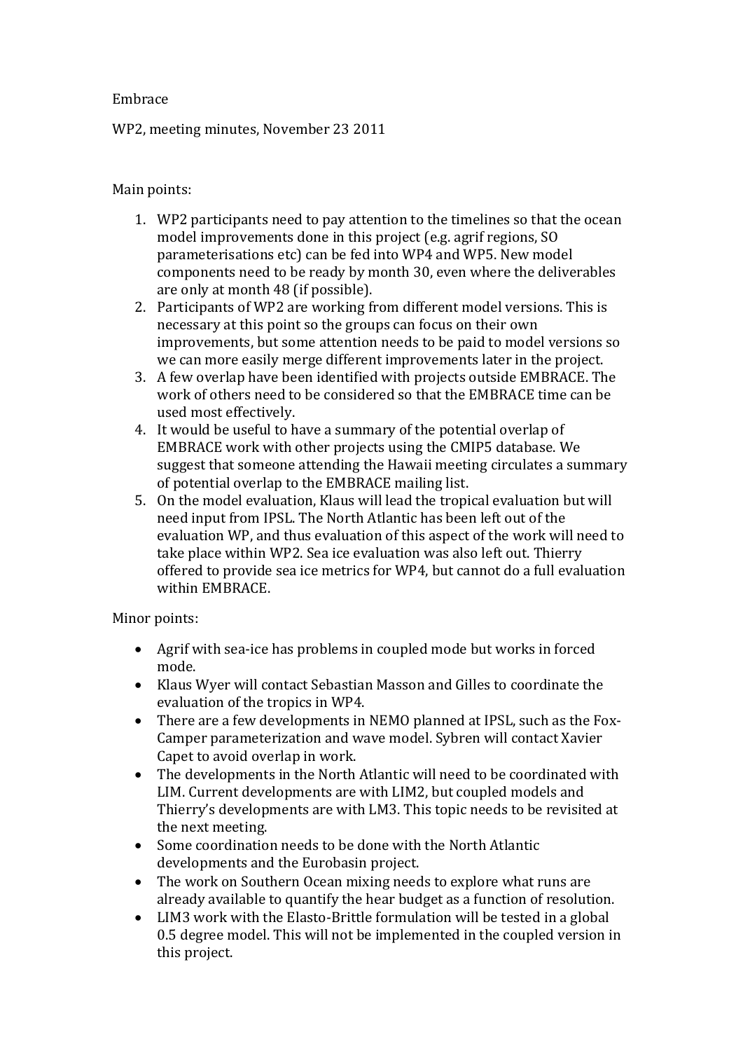Embrace

WP2, meeting minutes, November 23 2011

Main points:

1. WP2 participants need to pay attention to the timelines so that the ocean model improvements done in this project (e.g. agrif regions, SO parameterisations etc) can be fed into WP4 and WP5. New model components need to be ready by month 30, even where the deliverables are only at month 48 (if possible).
2. Participants of WP2 are working from different model versions. This is necessary at this point so the groups can focus on their own improvements, but some attention needs to be paid to model versions so we can more easily merge different improvements later in the project.
3. A few overlap have been identified with projects outside EMBRACE. The work of others need to be considered so that the EMBRACE time can be used most effectively.
4. It would be useful to have a summary of the potential overlap of EMBRACE work with other projects using the CMIP5 database. We suggest that someone attending the Hawaii meeting circulates a summary of potential overlap to the EMBRACE mailing list.
5. On the model evaluation, Klaus will lead the tropical evaluation but will need input from IPSL. The North Atlantic has been left out of the evaluation WP, and thus evaluation of this aspect of the work will need to take place within WP2. Sea ice evaluation was also left out. Thierry offered to provide sea ice metrics for WP4, but cannot do a full evaluation within EMBRACE.

Minor points:

- Agrif with sea-ice has problems in coupled mode but works in forced mode.
- Klaus Wyer will contact Sebastian Masson and Gilles to coordinate the evaluation of the tropics in WP4.
- There are a few developments in NEMO planned at IPSL, such as the Fox-Camper parameterization and wave model. Sybren will contact Xavier Capet to avoid overlap in work.
- The developments in the North Atlantic will need to be coordinated with LIM. Current developments are with LIM2, but coupled models and Thierry's developments are with LM3. This topic needs to be revisited at the next meeting.
- Some coordination needs to be done with the North Atlantic developments and the Eurobasin project.
- The work on Southern Ocean mixing needs to explore what runs are already available to quantify the hear budget as a function of resolution.
- LIM3 work with the Elasto-Brittle formulation will be tested in a global 0.5 degree model. This will not be implemented in the coupled version in this project.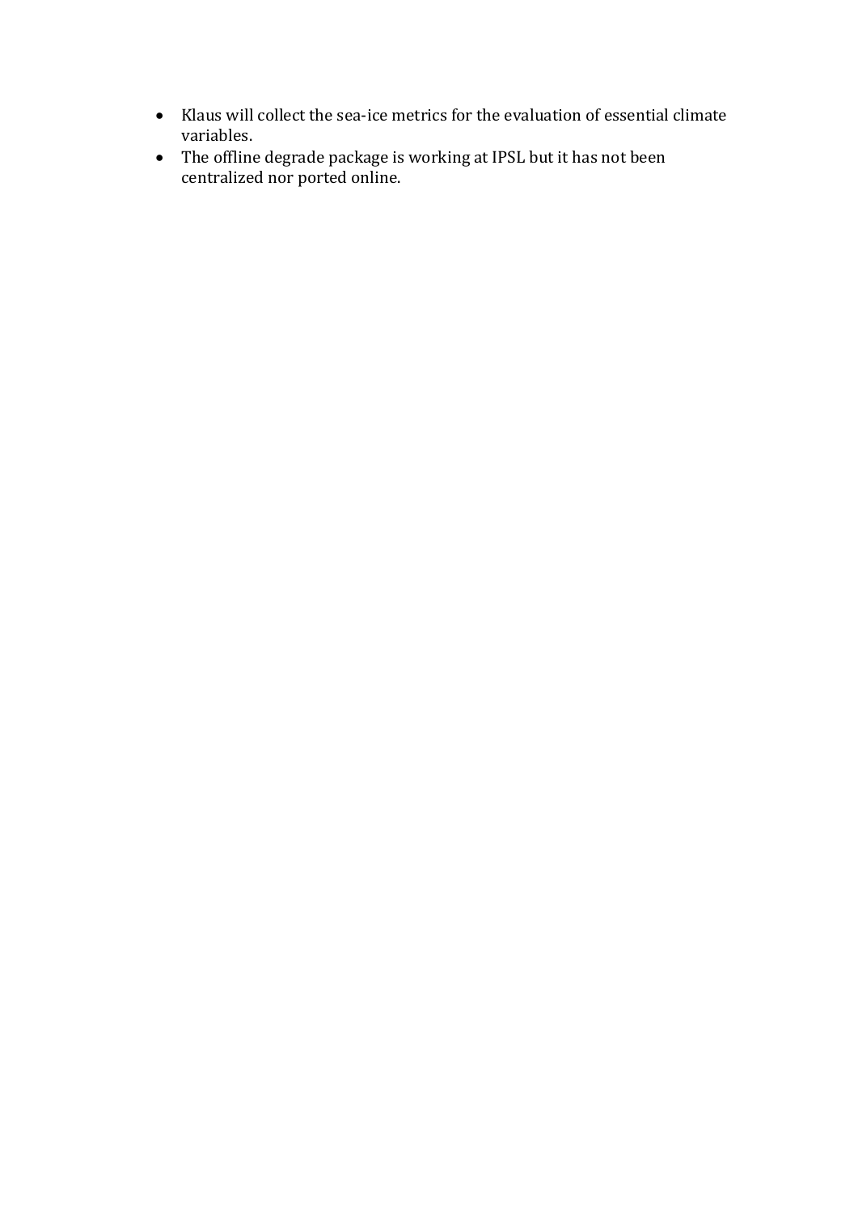- Klaus will collect the sea-ice metrics for the evaluation of essential climate variables.
- The offline degrade package is working at IPSL but it has not been centralized nor ported online.